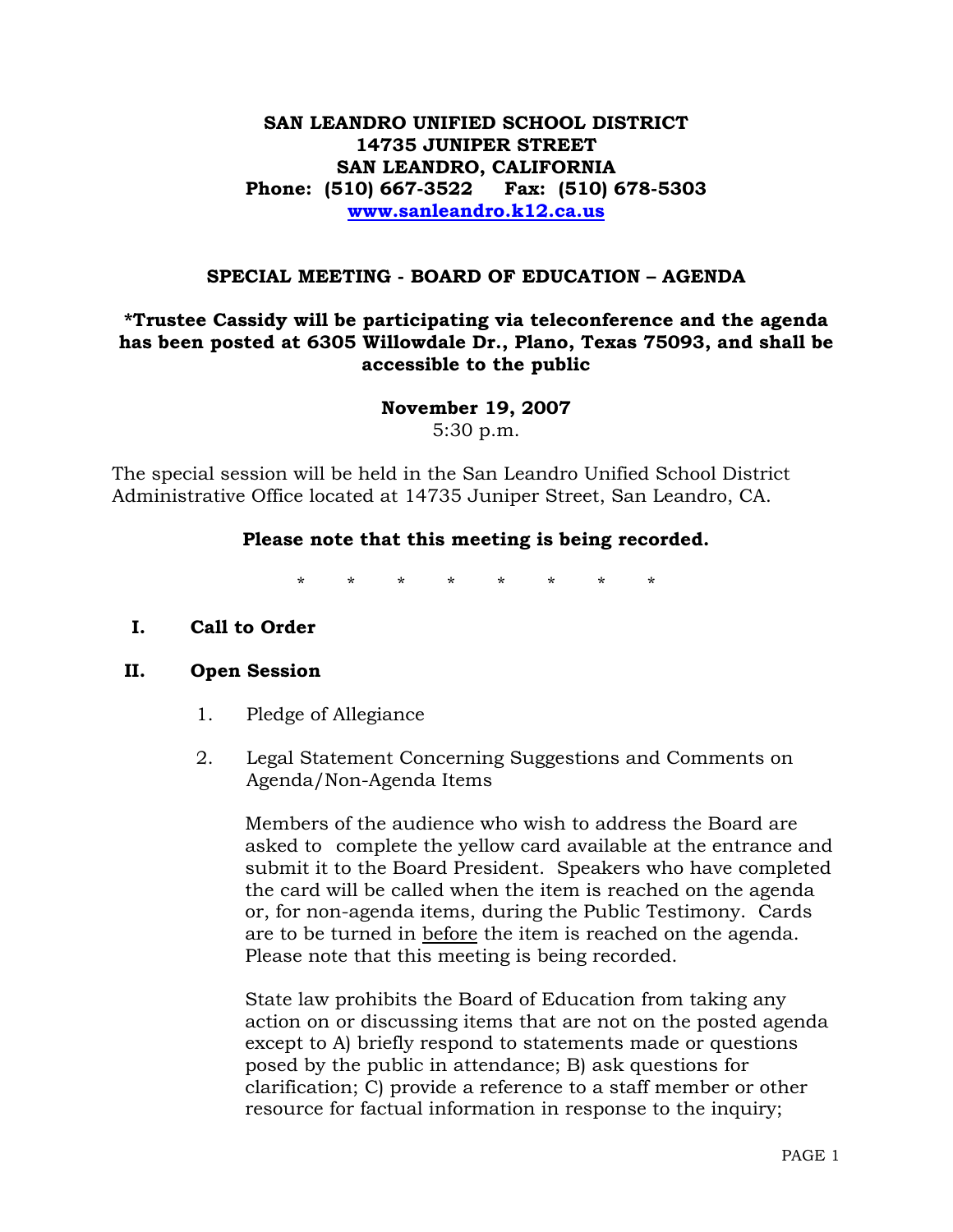**SAN LEANDRO UNIFIED SCHOOL DISTRICT**
**14735 JUNIPER STREET**
**SAN LEANDRO, CALIFORNIA**
**Phone: (510) 667-3522 Fax: (510) 678-5303**
**www.sanleandro.k12.ca.us**

## SPECIAL MEETING - BOARD OF EDUCATION – AGENDA

**\*Trustee Cassidy will be participating via teleconference and the agenda has been posted at 6305 Willowdale Dr., Plano, Texas 75093, and shall be accessible to the public**

**November 19, 2007**
5:30 p.m.

The special session will be held in the San Leandro Unified School District Administrative Office located at 14735 Juniper Street, San Leandro, CA.

**Please note that this meeting is being recorded.**

\* \* \* \* \* \* \* \*

## I. Call to Order

## II. Open Session

1. Pledge of Allegiance

2. Legal Statement Concerning Suggestions and Comments on Agenda/Non-Agenda Items

   Members of the audience who wish to address the Board are asked to complete the yellow card available at the entrance and submit it to the Board President. Speakers who have completed the card will be called when the item is reached on the agenda or, for non-agenda items, during the Public Testimony. Cards are to be turned in before the item is reached on the agenda. Please note that this meeting is being recorded.

   State law prohibits the Board of Education from taking any action on or discussing items that are not on the posted agenda except to A) briefly respond to statements made or questions posed by the public in attendance; B) ask questions for clarification; C) provide a reference to a staff member or other resource for factual information in response to the inquiry;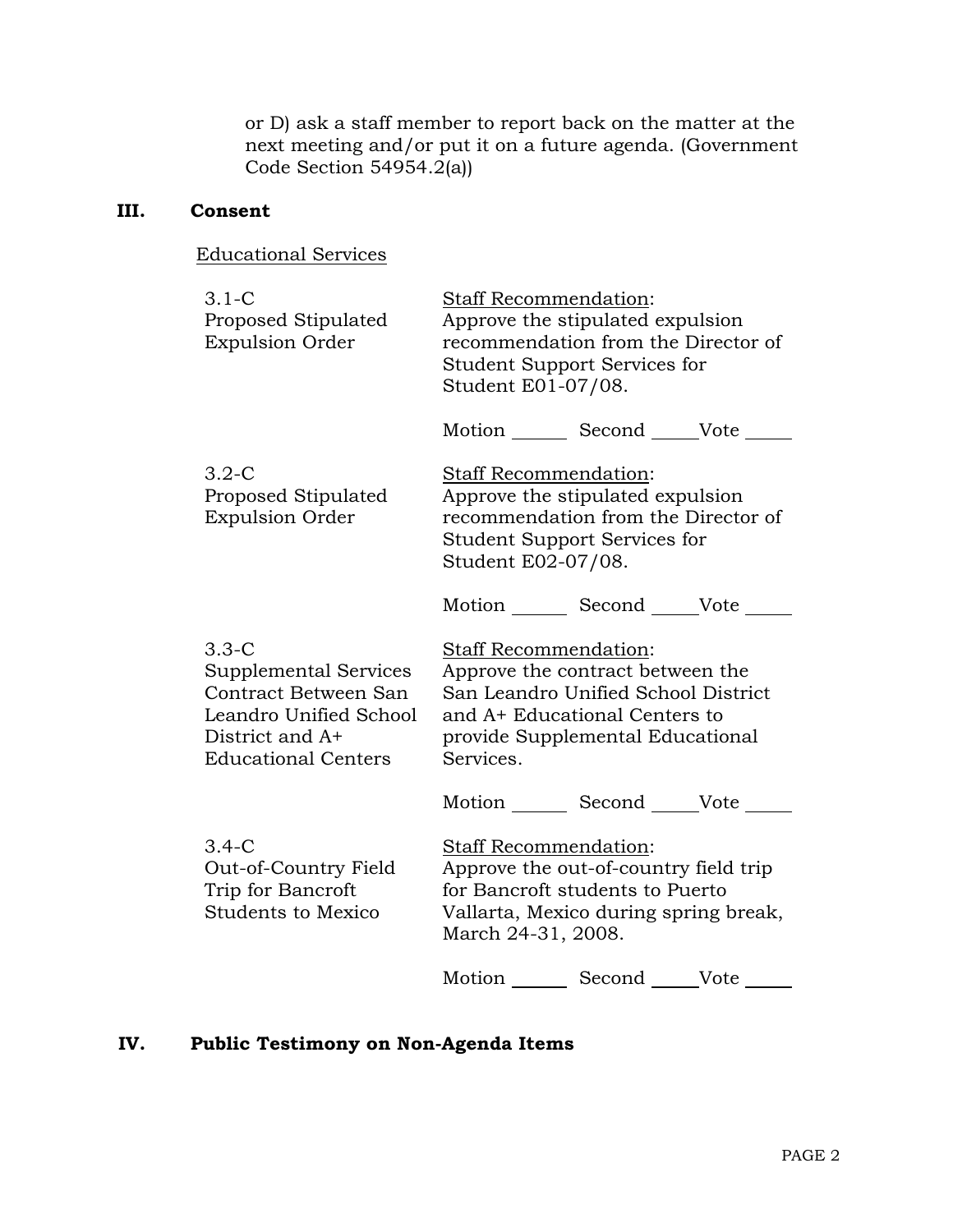or D) ask a staff member to report back on the matter at the next meeting and/or put it on a future agenda. (Government Code Section 54954.2(a))

## III. Consent

Educational Services

| | |
|---|---|
| 3.1-C<br>Proposed Stipulated Expulsion Order | Staff Recommendation:<br>Approve the stipulated expulsion recommendation from the Director of Student Support Services for Student E01-07/08.<br><br>Motion ______ Second _____Vote _____ |
| 3.2-C<br>Proposed Stipulated Expulsion Order | Staff Recommendation:<br>Approve the stipulated expulsion recommendation from the Director of Student Support Services for Student E02-07/08.<br><br>Motion ______ Second _____Vote _____ |
| 3.3-C<br>Supplemental Services Contract Between San Leandro Unified School District and A+ Educational Centers | Staff Recommendation:<br>Approve the contract between the San Leandro Unified School District and A+ Educational Centers to provide Supplemental Educational Services.<br><br>Motion ______ Second _____Vote _____ |
| 3.4-C<br>Out-of-Country Field Trip for Bancroft Students to Mexico | Staff Recommendation:<br>Approve the out-of-country field trip for Bancroft students to Puerto Vallarta, Mexico during spring break, March 24-31, 2008.<br><br>Motion ______ Second _____Vote _____ |

## IV. Public Testimony on Non-Agenda Items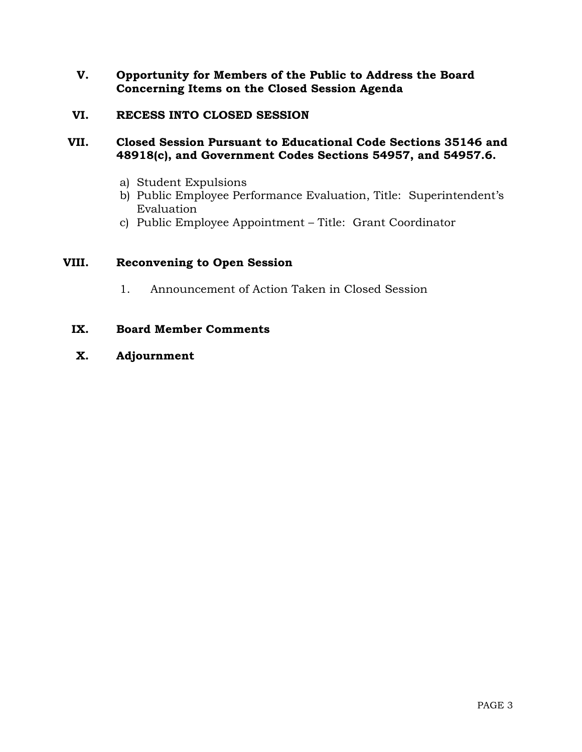**V. Opportunity for Members of the Public to Address the Board Concerning Items on the Closed Session Agenda**

**VI. RECESS INTO CLOSED SESSION**

**VII. Closed Session Pursuant to Educational Code Sections 35146 and 48918(c), and Government Codes Sections 54957, and 54957.6.**

a) Student Expulsions
b) Public Employee Performance Evaluation, Title: Superintendent's Evaluation
c) Public Employee Appointment – Title: Grant Coordinator

**VIII. Reconvening to Open Session**

1. Announcement of Action Taken in Closed Session

**IX. Board Member Comments**

**X. Adjournment**